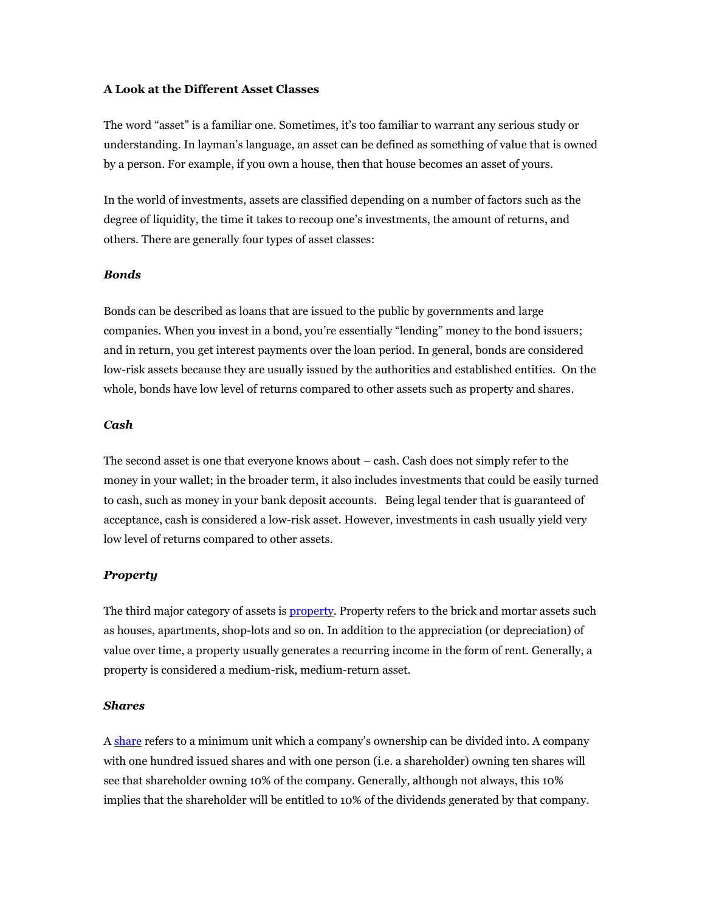**A Look at the Different Asset Classes**

The word "asset" is a familiar one. Sometimes, it's too familiar to warrant any serious study or understanding. In layman's language, an asset can be defined as something of value that is owned by a person. For example, if you own a house, then that house becomes an asset of yours.

In the world of investments, assets are classified depending on a number of factors such as the degree of liquidity, the time it takes to recoup one's investments, the amount of returns, and others. There are generally four types of asset classes:

***Bonds***

Bonds can be described as loans that are issued to the public by governments and large companies. When you invest in a bond, you're essentially "lending" money to the bond issuers; and in return, you get interest payments over the loan period. In general, bonds are considered low-risk assets because they are usually issued by the authorities and established entities. On the whole, bonds have low level of returns compared to other assets such as property and shares.

***Cash***

The second asset is one that everyone knows about – cash. Cash does not simply refer to the money in your wallet; in the broader term, it also includes investments that could be easily turned to cash, such as money in your bank deposit accounts. Being legal tender that is guaranteed of acceptance, cash is considered a low-risk asset. However, investments in cash usually yield very low level of returns compared to other assets.

***Property***

The third major category of assets is property. Property refers to the brick and mortar assets such as houses, apartments, shop-lots and so on. In addition to the appreciation (or depreciation) of value over time, a property usually generates a recurring income in the form of rent. Generally, a property is considered a medium-risk, medium-return asset.

***Shares***

A share refers to a minimum unit which a company's ownership can be divided into. A company with one hundred issued shares and with one person (i.e. a shareholder) owning ten shares will see that shareholder owning 10% of the company. Generally, although not always, this 10% implies that the shareholder will be entitled to 10% of the dividends generated by that company.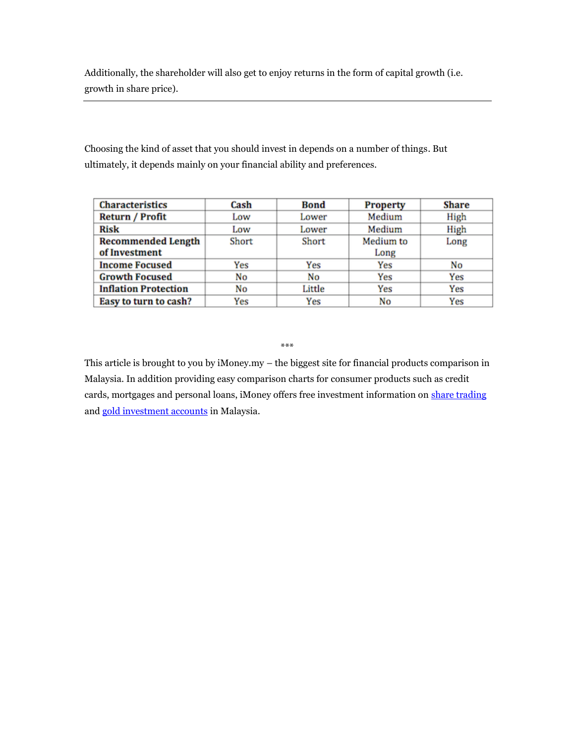Additionally, the shareholder will also get to enjoy returns in the form of capital growth (i.e. growth in share price).

---

Choosing the kind of asset that you should invest in depends on a number of things. But ultimately, it depends mainly on your financial ability and preferences.

| **Characteristics** | **Cash** | **Bond** | **Property** | **Share** |
|---|---|---|---|---|
| **Return / Profit** | Low | Lower | Medium | High |
| **Risk** | Low | Lower | Medium | High |
| **Recommended Length of Investment** | Short | Short | Medium to Long | Long |
| **Income Focused** | Yes | Yes | Yes | No |
| **Growth Focused** | No | No | Yes | Yes |
| **Inflation Protection** | No | Little | Yes | Yes |
| **Easy to turn to cash?** | Yes | Yes | No | Yes |

***

This article is brought to you by iMoney.my – the biggest site for financial products comparison in Malaysia. In addition providing easy comparison charts for consumer products such as credit cards, mortgages and personal loans, iMoney offers free investment information on share trading and gold investment accounts in Malaysia.